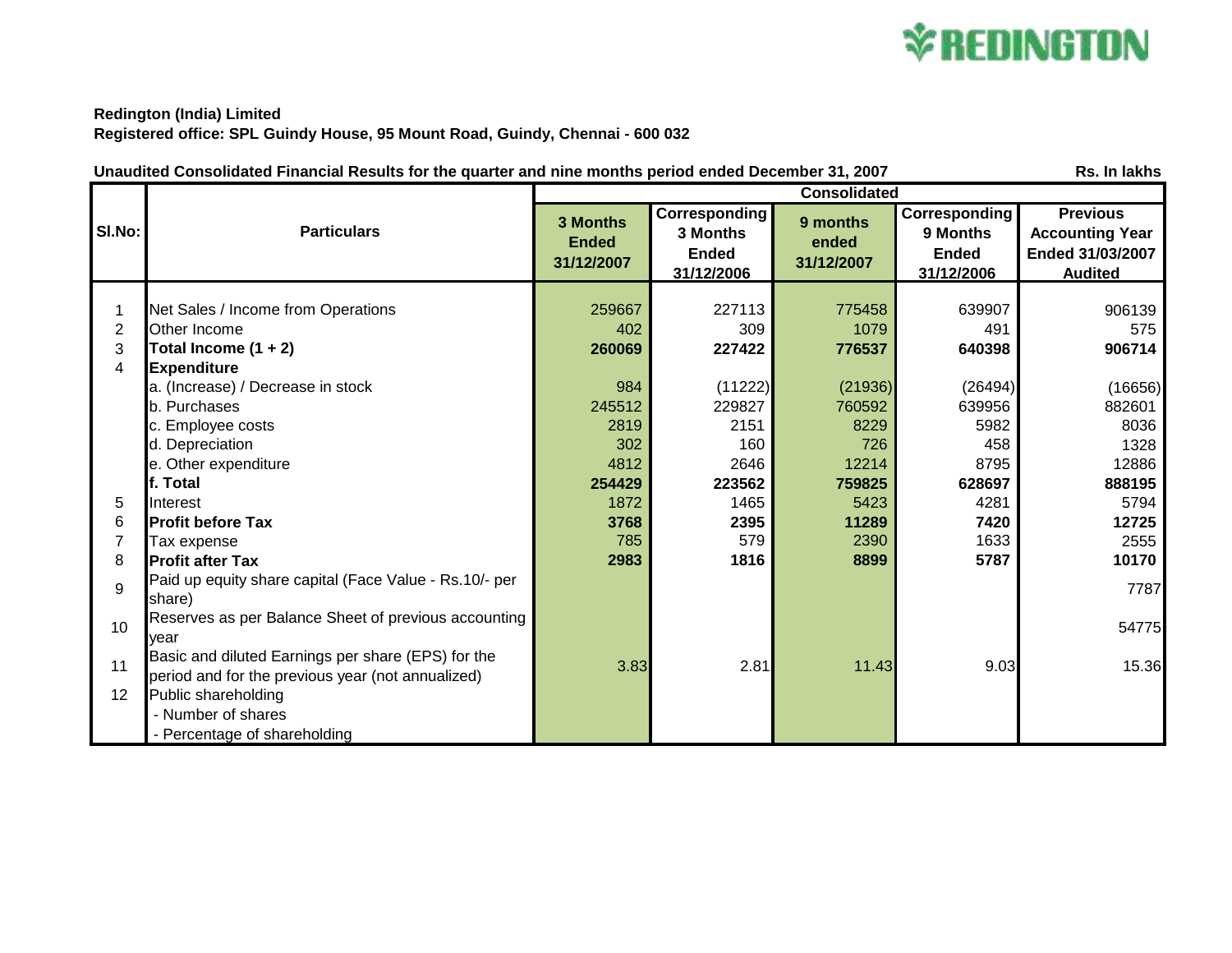REDINGTON

**Redington (India) Limited**
**Registered office: SPL Guindy House, 95 Mount Road, Guindy, Chennai - 600 032**

**Unaudited Consolidated Financial Results for the quarter and nine months period ended December 31, 2007** — **Rs. In lakhs**

| Sl.No: | Particulars | Consolidated | | | | |
|---|---|---|---|---|---|---|
| | | **3 Months Ended 31/12/2007** | **Corresponding 3 Months Ended 31/12/2006** | **9 months ended 31/12/2007** | **Corresponding 9 Months Ended 31/12/2006** | **Previous Accounting Year Ended 31/03/2007 Audited** |
| 1 | Net Sales / Income from Operations | 259667 | 227113 | 775458 | 639907 | 906139 |
| 2 | Other Income | 402 | 309 | 1079 | 491 | 575 |
| 3 | **Total Income (1 + 2)** | **260069** | **227422** | **776537** | **640398** | **906714** |
| 4 | **Expenditure** | | | | | |
| | a. (Increase) / Decrease in stock | 984 | (11222) | (21936) | (26494) | (16656) |
| | b. Purchases | 245512 | 229827 | 760592 | 639956 | 882601 |
| | c. Employee costs | 2819 | 2151 | 8229 | 5982 | 8036 |
| | d. Depreciation | 302 | 160 | 726 | 458 | 1328 |
| | e. Other expenditure | 4812 | 2646 | 12214 | 8795 | 12886 |
| | **f. Total** | **254429** | **223562** | **759825** | **628697** | **888195** |
| 5 | Interest | 1872 | 1465 | 5423 | 4281 | 5794 |
| 6 | **Profit before Tax** | **3768** | **2395** | **11289** | **7420** | **12725** |
| 7 | Tax expense | 785 | 579 | 2390 | 1633 | 2555 |
| 8 | **Profit after Tax** | **2983** | **1816** | **8899** | **5787** | **10170** |
| 9 | Paid up equity share capital (Face Value - Rs.10/- per share) | | | | | 7787 |
| 10 | Reserves as per Balance Sheet of previous accounting year | | | | | 54775 |
| 11 | Basic and diluted Earnings per share (EPS) for the period and for the previous year (not annualized) | 3.83 | 2.81 | 11.43 | 9.03 | 15.36 |
| 12 | Public shareholding | | | | | |
| | - Number of shares | | | | | |
| | - Percentage of shareholding | | | | | |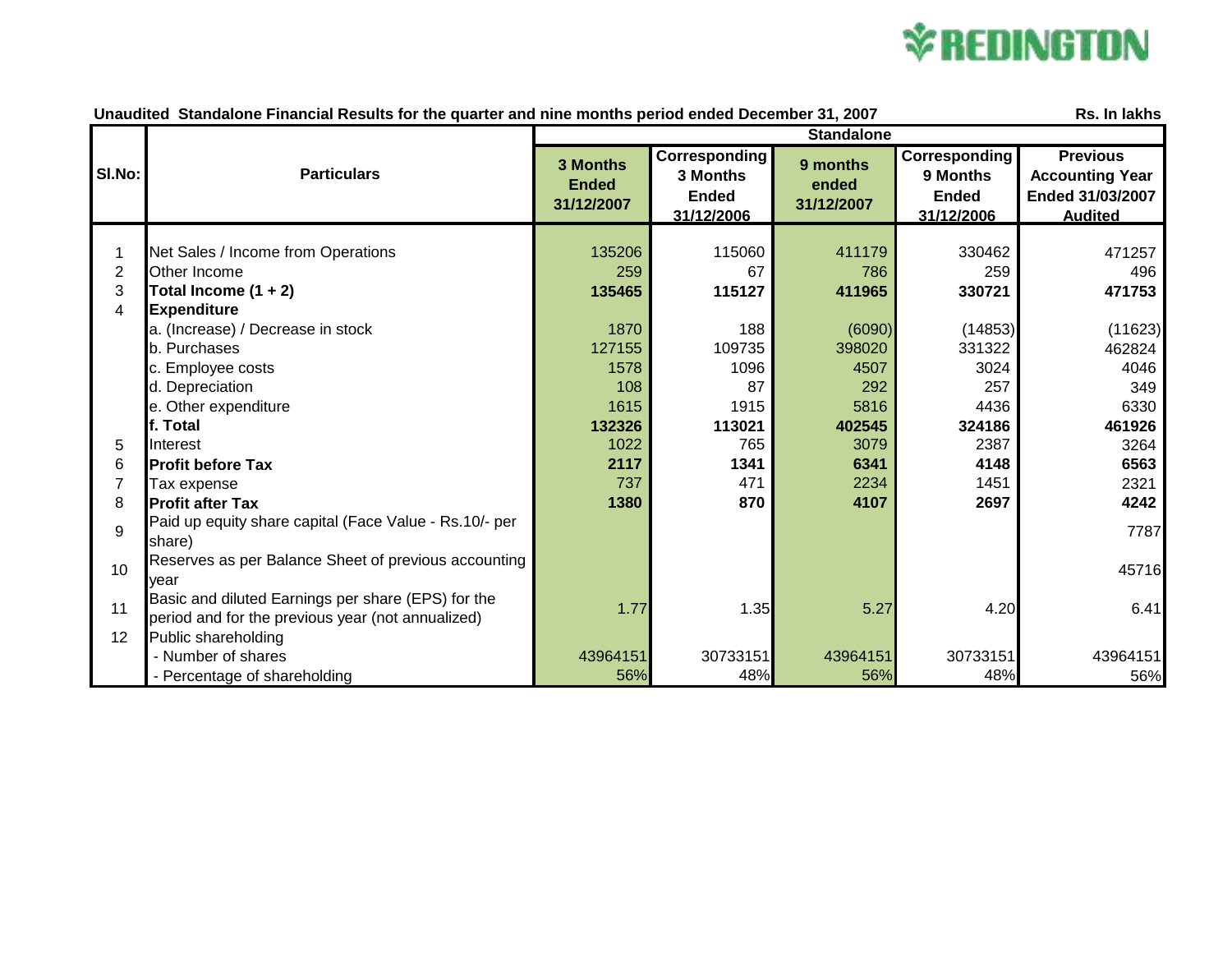REDINGTON

**Unaudited Standalone Financial Results for the quarter and nine months period ended December 31, 2007** — Rs. In lakhs

| Sl.No: | Particulars | Standalone | | | | |
|---|---|---|---|---|---|---|
| | | 3 Months Ended 31/12/2007 | Corresponding 3 Months Ended 31/12/2006 | 9 months ended 31/12/2007 | Corresponding 9 Months Ended 31/12/2006 | Previous Accounting Year Ended 31/03/2007 Audited |
| 1 | Net Sales / Income from Operations | 135206 | 115060 | 411179 | 330462 | 471257 |
| 2 | Other Income | 259 | 67 | 786 | 259 | 496 |
| 3 | **Total Income (1 + 2)** | **135465** | **115127** | **411965** | **330721** | **471753** |
| 4 | **Expenditure** | | | | | |
| | a. (Increase) / Decrease in stock | 1870 | 188 | (6090) | (14853) | (11623) |
| | b. Purchases | 127155 | 109735 | 398020 | 331322 | 462824 |
| | c. Employee costs | 1578 | 1096 | 4507 | 3024 | 4046 |
| | d. Depreciation | 108 | 87 | 292 | 257 | 349 |
| | e. Other expenditure | 1615 | 1915 | 5816 | 4436 | 6330 |
| | **f. Total** | **132326** | **113021** | **402545** | **324186** | **461926** |
| 5 | Interest | 1022 | 765 | 3079 | 2387 | 3264 |
| 6 | **Profit before Tax** | **2117** | **1341** | **6341** | **4148** | **6563** |
| 7 | Tax expense | 737 | 471 | 2234 | 1451 | 2321 |
| 8 | **Profit after Tax** | **1380** | **870** | **4107** | **2697** | **4242** |
| 9 | Paid up equity share capital (Face Value - Rs.10/- per share) | | | | | 7787 |
| 10 | Reserves as per Balance Sheet of previous accounting year | | | | | 45716 |
| 11 | Basic and diluted Earnings per share (EPS) for the period and for the previous year (not annualized) | 1.77 | 1.35 | 5.27 | 4.20 | 6.41 |
| 12 | Public shareholding | | | | | |
| | - Number of shares | 43964151 | 30733151 | 43964151 | 30733151 | 43964151 |
| | - Percentage of shareholding | 56% | 48% | 56% | 48% | 56% |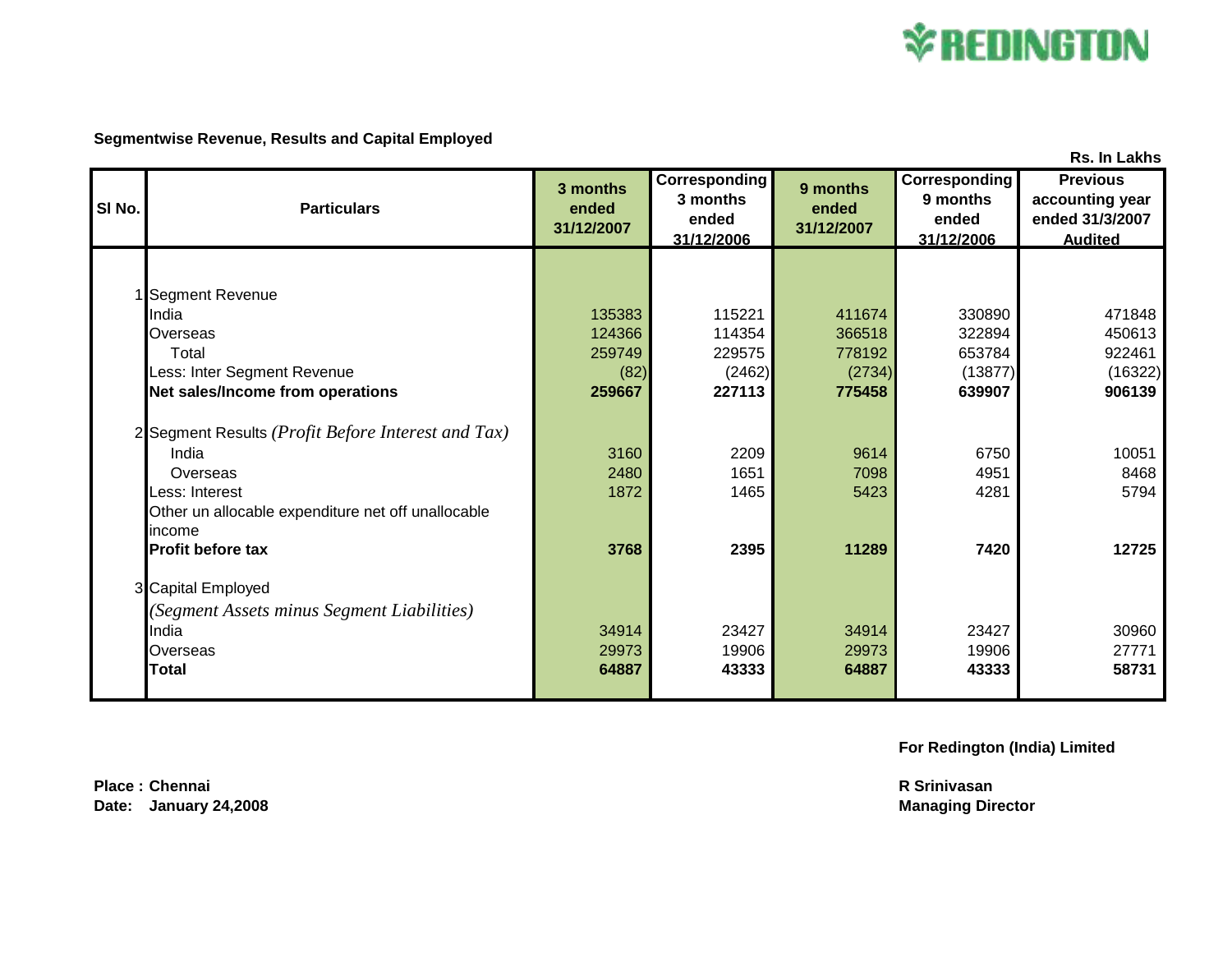REDINGTON

**Segmentwise Revenue, Results and Capital Employed**

**Rs. In Lakhs**

| Sl No. | Particulars | 3 months ended 31/12/2007 | Corresponding 3 months ended 31/12/2006 | 9 months ended 31/12/2007 | Corresponding 9 months ended 31/12/2006 | Previous accounting year ended 31/3/2007 Audited |
|---|---|---|---|---|---|---|
| 1 | Segment Revenue | | | | | |
| | India | 135383 | 115221 | 411674 | 330890 | 471848 |
| | Overseas | 124366 | 114354 | 366518 | 322894 | 450613 |
| | Total | 259749 | 229575 | 778192 | 653784 | 922461 |
| | Less: Inter Segment Revenue | (82) | (2462) | (2734) | (13877) | (16322) |
| | **Net sales/Income from operations** | **259667** | **227113** | **775458** | **639907** | **906139** |
| 2 | Segment Results *(Profit Before Interest and Tax)* | | | | | |
| | India | 3160 | 2209 | 9614 | 6750 | 10051 |
| | Overseas | 2480 | 1651 | 7098 | 4951 | 8468 |
| | Less: Interest | 1872 | 1465 | 5423 | 4281 | 5794 |
| | Other un allocable expenditure net off unallocable income | | | | | |
| | **Profit before tax** | **3768** | **2395** | **11289** | **7420** | **12725** |
| 3 | Capital Employed *(Segment Assets minus Segment Liabilities)* | | | | | |
| | India | 34914 | 23427 | 34914 | 23427 | 30960 |
| | Overseas | 29973 | 19906 | 29973 | 19906 | 27771 |
| | **Total** | **64887** | **43333** | **64887** | **43333** | **58731** |

**For Redington (India) Limited**

**Place : Chennai**
**Date: January 24,2008**

**R Srinivasan**
**Managing Director**